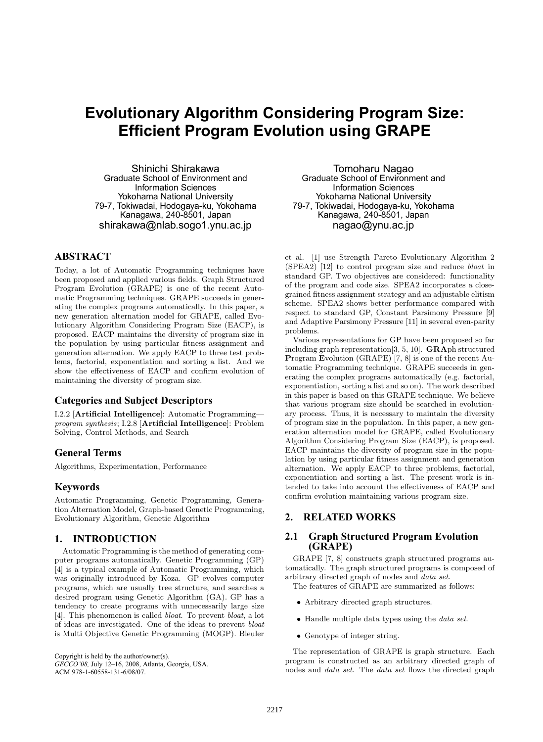# Evolutionary Algorithm Considering Program Size: Efficient Program Evolution using GRAPE

Shinichi Shirakawa
Graduate School of Environment and Information Sciences
Yokohama National University
79-7, Tokiwadai, Hodogaya-ku, Yokohama
Kanagawa, 240-8501, Japan
shirakawa@nlab.sogo1.ynu.ac.jp

Tomoharu Nagao
Graduate School of Environment and Information Sciences
Yokohama National University
79-7, Tokiwadai, Hodogaya-ku, Yokohama
Kanagawa, 240-8501, Japan
nagao@ynu.ac.jp

## ABSTRACT

Today, a lot of Automatic Programming techniques have been proposed and applied various fields. Graph Structured Program Evolution (GRAPE) is one of the recent Automatic Programming techniques. GRAPE succeeds in generating the complex programs automatically. In this paper, a new generation alternation model for GRAPE, called Evolutionary Algorithm Considering Program Size (EACP), is proposed. EACP maintains the diversity of program size in the population by using particular fitness assignment and generation alternation. We apply EACP to three test problems, factorial, exponentiation and sorting a list. And we show the effectiveness of EACP and confirm evolution of maintaining the diversity of program size.

### Categories and Subject Descriptors

I.2.2 [**Artificial Intelligence**]: Automatic Programming—*program synthesis*; I.2.8 [**Artificial Intelligence**]: Problem Solving, Control Methods, and Search

### General Terms

Algorithms, Experimentation, Performance

### Keywords

Automatic Programming, Genetic Programming, Generation Alternation Model, Graph-based Genetic Programming, Evolutionary Algorithm, Genetic Algorithm

## 1. INTRODUCTION

Automatic Programming is the method of generating computer programs automatically. Genetic Programming (GP) [4] is a typical example of Automatic Programming, which was originally introduced by Koza. GP evolves computer programs, which are usually tree structure, and searches a desired program using Genetic Algorithm (GA). GP has a tendency to create programs with unnecessarily large size [4]. This phenomenon is called *bloat*. To prevent *bloat*, a lot of ideas are investigated. One of the ideas to prevent *bloat* is Multi Objective Genetic Programming (MOGP). Bleuler et al. [1] use Strength Pareto Evolutionary Algorithm 2 (SPEA2) [12] to control program size and reduce *bloat* in standard GP. Two objectives are considered: functionality of the program and code size. SPEA2 incorporates a close-grained fitness assignment strategy and an adjustable elitism scheme. SPEA2 shows better performance compared with respect to standard GP, Constant Parsimony Pressure [9] and Adaptive Parsimony Pressure [11] in several even-parity problems.

Various representations for GP have been proposed so far including graph representation[3, 5, 10]. **GRA**ph structured **P**rogram **E**volution (GRAPE) [7, 8] is one of the recent Automatic Programming technique. GRAPE succeeds in generating the complex programs automatically (e.g. factorial, exponentiation, sorting a list and so on). The work described in this paper is based on this GRAPE technique. We believe that various program size should be searched in evolutionary process. Thus, it is necessary to maintain the diversity of program size in the population. In this paper, a new generation alternation model for GRAPE, called Evolutionary Algorithm Considering Program Size (EACP), is proposed. EACP maintains the diversity of program size in the population by using particular fitness assignment and generation alternation. We apply EACP to three problems, factorial, exponentiation and sorting a list. The present work is intended to take into account the effectiveness of EACP and confirm evolution maintaining various program size.

## 2. RELATED WORKS

### 2.1 Graph Structured Program Evolution (GRAPE)

GRAPE [7, 8] constructs graph structured programs automatically. The graph structured programs is composed of arbitrary directed graph of nodes and *data set*.

The features of GRAPE are summarized as follows:

- Arbitrary directed graph structures.
- Handle multiple data types using the *data set*.
- Genotype of integer string.

The representation of GRAPE is graph structure. Each program is constructed as an arbitrary directed graph of nodes and *data set*. The *data set* flows the directed graph

Copyright is held by the author/owner(s).
*GECCO'08,* July 12–16, 2008, Atlanta, Georgia, USA.
ACM 978-1-60558-131-6/08/07.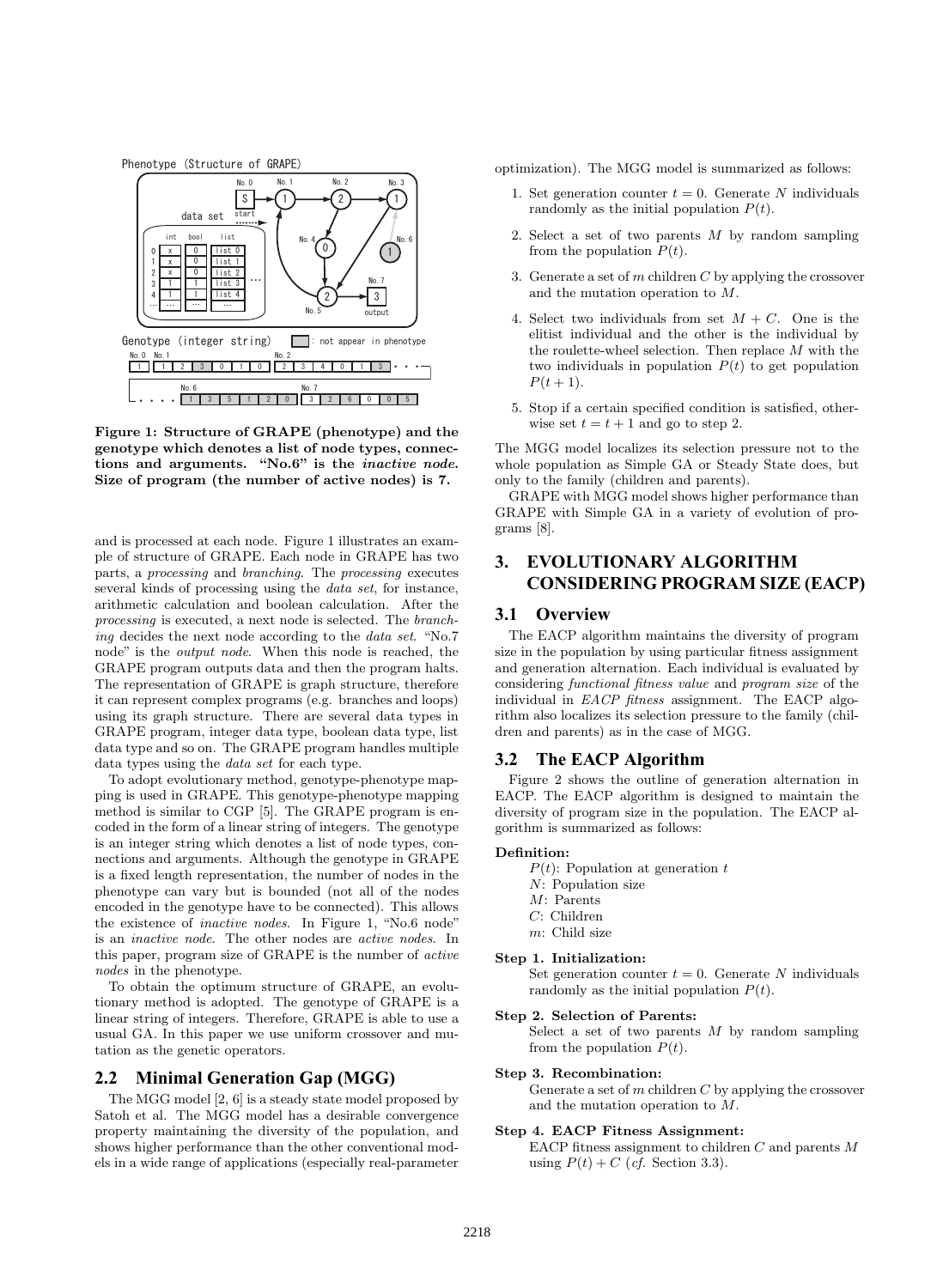Phenotype (Structure of GRAPE)

No.0 No.1 No.2 No.3

S 1 2 1

start

data set

No.4 No.6

0 1

int bool list

0 x 0 list 0

1 x 0 list 1

2 x 0 list 2

3 1 1 list 3

4 1 1 list 4

No.7

2 3

No.5 output

Genotype (integer string) : not appear in phenotype

No.0 No.1 No.2

1 1 2 3 0 1 0 2 3 4 0 1 3

No.6 No.7

1 3 5 1 2 0 3 2 6 0 0 5

**Figure 1: Structure of GRAPE (phenotype) and the genotype which denotes a list of node types, connections and arguments. "No.6" is the *inactive node*. Size of program (the number of active nodes) is 7.**

and is processed at each node. Figure 1 illustrates an example of structure of GRAPE. Each node in GRAPE has two parts, a *processing* and *branching*. The *processing* executes several kinds of processing using the *data set*, for instance, arithmetic calculation and boolean calculation. After the *processing* is executed, a next node is selected. The *branching* decides the next node according to the *data set*. "No.7 node" is the *output node*. When this node is reached, the GRAPE program outputs data and then the program halts. The representation of GRAPE is graph structure, therefore it can represent complex programs (e.g. branches and loops) using its graph structure. There are several data types in GRAPE program, integer data type, boolean data type, list data type and so on. The GRAPE program handles multiple data types using the *data set* for each type.

To adopt evolutionary method, genotype-phenotype mapping is used in GRAPE. This genotype-phenotype mapping method is similar to CGP [5]. The GRAPE program is encoded in the form of a linear string of integers. The genotype is an integer string which denotes a list of node types, connections and arguments. Although the genotype in GRAPE is a fixed length representation, the number of nodes in the phenotype can vary but is bounded (not all of the nodes encoded in the genotype have to be connected). This allows the existence of *inactive nodes*. In Figure 1, "No.6 node" is an *inactive node*. The other nodes are *active nodes*. In this paper, program size of GRAPE is the number of *active nodes* in the phenotype.

To obtain the optimum structure of GRAPE, an evolutionary method is adopted. The genotype of GRAPE is a linear string of integers. Therefore, GRAPE is able to use a usual GA. In this paper we use uniform crossover and mutation as the genetic operators.

## 2.2 Minimal Generation Gap (MGG)

The MGG model [2, 6] is a steady state model proposed by Satoh et al. The MGG model has a desirable convergence property maintaining the diversity of the population, and shows higher performance than the other conventional models in a wide range of applications (especially real-parameter optimization). The MGG model is summarized as follows:

1. Set generation counter $t = 0$. Generate $N$ individuals randomly as the initial population $P(t)$.
2. Select a set of two parents $M$ by random sampling from the population $P(t)$.
3. Generate a set of $m$ children $C$ by applying the crossover and the mutation operation to $M$.
4. Select two individuals from set $M + C$. One is the elitist individual and the other is the individual by the roulette-wheel selection. Then replace $M$ with the two individuals in population $P(t)$ to get population $P(t+1)$.
5. Stop if a certain specified condition is satisfied, otherwise set $t = t + 1$ and go to step 2.

The MGG model localizes its selection pressure not to the whole population as Simple GA or Steady State does, but only to the family (children and parents).

GRAPE with MGG model shows higher performance than GRAPE with Simple GA in a variety of evolution of programs [8].

# 3. EVOLUTIONARY ALGORITHM CONSIDERING PROGRAM SIZE (EACP)

## 3.1 Overview

The EACP algorithm maintains the diversity of program size in the population by using particular fitness assignment and generation alternation. Each individual is evaluated by considering *functional fitness value* and *program size* of the individual in *EACP fitness* assignment. The EACP algorithm also localizes its selection pressure to the family (children and parents) as in the case of MGG.

## 3.2 The EACP Algorithm

Figure 2 shows the outline of generation alternation in EACP. The EACP algorithm is designed to maintain the diversity of program size in the population. The EACP algorithm is summarized as follows:

**Definition:**

$P(t)$: Population at generation $t$
$N$: Population size
$M$: Parents
$C$: Children
$m$: Child size

**Step 1. Initialization:**
Set generation counter $t = 0$. Generate $N$ individuals randomly as the initial population $P(t)$.

**Step 2. Selection of Parents:**
Select a set of two parents $M$ by random sampling from the population $P(t)$.

**Step 3. Recombination:**
Generate a set of $m$ children $C$ by applying the crossover and the mutation operation to $M$.

**Step 4. EACP Fitness Assignment:**
EACP fitness assignment to children $C$ and parents $M$ using $P(t) + C$ (*cf.* Section 3.3).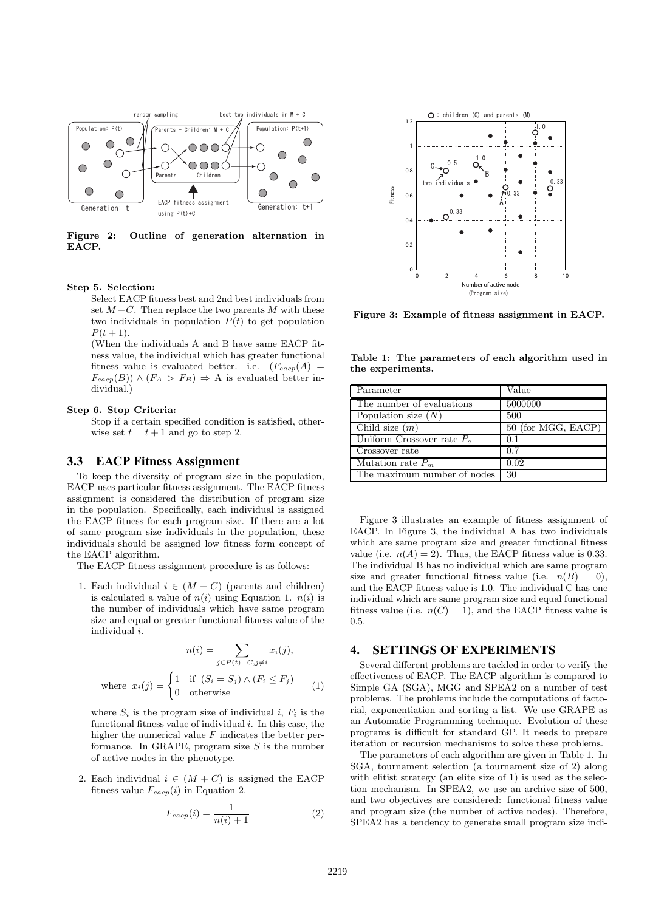**Figure 2: Outline of generation alternation in EACP.**

**Step 5. Selection:**

Select EACP fitness best and 2nd best individuals from set $M+C$. Then replace the two parents $M$ with these two individuals in population $P(t)$ to get population $P(t+1)$.

(When the individuals A and B have same EACP fitness value, the individual which has greater functional fitness value is evaluated better. i.e. $(F_{eacp}(A) = F_{eacp}(B)) \wedge (F_A > F_B) \Rightarrow$ A is evaluated better individual.)

**Step 6. Stop Criteria:**

Stop if a certain specified condition is satisfied, otherwise set $t = t+1$ and go to step 2.

## 3.3 EACP Fitness Assignment

To keep the diversity of program size in the population, EACP uses particular fitness assignment. The EACP fitness assignment is considered the distribution of program size in the population. Specifically, each individual is assigned the EACP fitness for each program size. If there are a lot of same program size individuals in the population, these individuals should be assigned low fitness form concept of the EACP algorithm.

The EACP fitness assignment procedure is as follows:

1. Each individual $i \in (M+C)$ (parents and children) is calculated a value of $n(i)$ using Equation 1. $n(i)$ is the number of individuals which have same program size and equal or greater functional fitness value of the individual $i$.

$$n(i) = \sum_{j \in P(t)+C, j \neq i} x_i(j),$$

$$\text{where } x_i(j) = \begin{cases} 1 & \text{if } (S_i = S_j) \wedge (F_i \leq F_j) \\ 0 & \text{otherwise} \end{cases} \qquad (1)$$

where $S_i$ is the program size of individual $i$, $F_i$ is the functional fitness value of individual $i$. In this case, the higher the numerical value $F$ indicates the better performance. In GRAPE, program size $S$ is the number of active nodes in the phenotype.

2. Each individual $i \in (M+C)$ is assigned the EACP fitness value $F_{eacp}(i)$ in Equation 2.

$$F_{eacp}(i) = \frac{1}{n(i)+1} \qquad (2)$$

**Figure 3: Example of fitness assignment in EACP.**

**Table 1: The parameters of each algorithm used in the experiments.**

| Parameter | Value |
|---|---|
| The number of evaluations | 5000000 |
| Population size ($N$) | 500 |
| Child size ($m$) | 50 (for MGG, EACP) |
| Uniform Crossover rate $P_c$ | 0.1 |
| Crossover rate | 0.7 |
| Mutation rate $P_m$ | 0.02 |
| The maximum number of nodes | 30 |

Figure 3 illustrates an example of fitness assignment of EACP. In Figure 3, the individual A has two individuals which are same program size and greater functional fitness value (i.e. $n(A) = 2$). Thus, the EACP fitness value is 0.33. The individual B has no individual which are same program size and greater functional fitness value (i.e. $n(B) = 0$), and the EACP fitness value is 1.0. The individual C has one individual which are same program size and equal functional fitness value (i.e. $n(C) = 1$), and the EACP fitness value is 0.5.

## 4. SETTINGS OF EXPERIMENTS

Several different problems are tackled in order to verify the effectiveness of EACP. The EACP algorithm is compared to Simple GA (SGA), MGG and SPEA2 on a number of test problems. The problems include the computations of factorial, exponentiation and sorting a list. We use GRAPE as an Automatic Programming technique. Evolution of these programs is difficult for standard GP. It needs to prepare iteration or recursion mechanisms to solve these problems.

The parameters of each algorithm are given in Table 1. In SGA, tournament selection (a tournament size of 2) along with elitist strategy (an elite size of 1) is used as the selection mechanism. In SPEA2, we use an archive size of 500, and two objectives are considered: functional fitness value and program size (the number of active nodes). Therefore, SPEA2 has a tendency to generate small program size indi-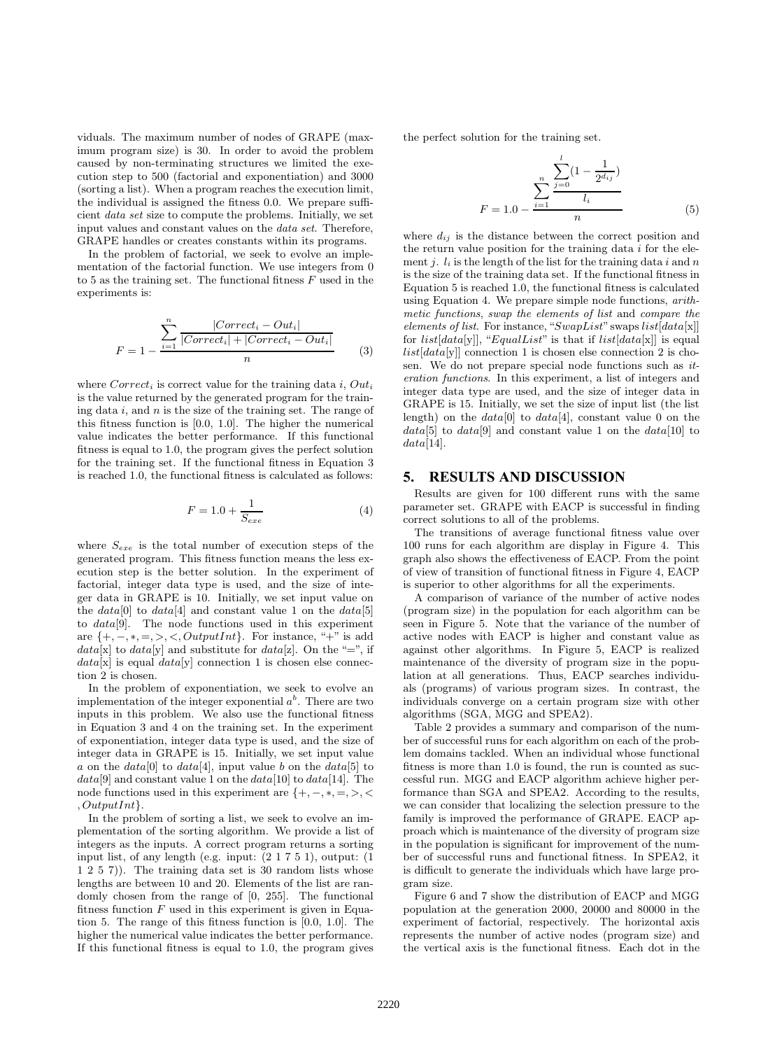viduals. The maximum number of nodes of GRAPE (maximum program size) is 30. In order to avoid the problem caused by non-terminating structures we limited the execution step to 500 (factorial and exponentiation) and 3000 (sorting a list). When a program reaches the execution limit, the individual is assigned the fitness 0.0. We prepare sufficient *data set* size to compute the problems. Initially, we set input values and constant values on the *data set*. Therefore, GRAPE handles or creates constants within its programs.

In the problem of factorial, we seek to evolve an implementation of the factorial function. We use integers from 0 to 5 as the training set. The functional fitness $F$ used in the experiments is:

$$F = 1 - \frac{\displaystyle\sum_{i=1}^{n} \frac{|Correct_i - Out_i|}{|Correct_i| + |Correct_i - Out_i|}}{n} \tag{3}$$

where $Correct_i$ is correct value for the training data $i$, $Out_i$ is the value returned by the generated program for the training data $i$, and $n$ is the size of the training set. The range of this fitness function is [0.0, 1.0]. The higher the numerical value indicates the better performance. If this functional fitness is equal to 1.0, the program gives the perfect solution for the training set. If the functional fitness in Equation 3 is reached 1.0, the functional fitness is calculated as follows:

$$F = 1.0 + \frac{1}{S_{exe}} \tag{4}$$

where $S_{exe}$ is the total number of execution steps of the generated program. This fitness function means the less execution step is the better solution. In the experiment of factorial, integer data type is used, and the size of integer data in GRAPE is 10. Initially, we set input value on the $data[0]$ to $data[4]$ and constant value 1 on the $data[5]$ to $data[9]$. The node functions used in this experiment are $\{+, -, *, =, >, <, OutputInt\}$. For instance, "+" is add $data[x]$ to $data[y]$ and substitute for $data[z]$. On the "=", if $data[x]$ is equal $data[y]$ connection 1 is chosen else connection 2 is chosen.

In the problem of exponentiation, we seek to evolve an implementation of the integer exponential $a^b$. There are two inputs in this problem. We also use the functional fitness in Equation 3 and 4 on the training set. In the experiment of exponentiation, integer data type is used, and the size of integer data in GRAPE is 15. Initially, we set input value $a$ on the $data[0]$ to $data[4]$, input value $b$ on the $data[5]$ to $data[9]$ and constant value 1 on the $data[10]$ to $data[14]$. The node functions used in this experiment are $\{+, -, *, =, >, <, OutputInt\}$.

In the problem of sorting a list, we seek to evolve an implementation of the sorting algorithm. We provide a list of integers as the inputs. A correct program returns a sorting input list, of any length (e.g. input: (2 1 7 5 1), output: (1 1 2 5 7)). The training data set is 30 random lists whose lengths are between 10 and 20. Elements of the list are randomly chosen from the range of [0, 255]. The functional fitness function $F$ used in this experiment is given in Equation 5. The range of this fitness function is [0.0, 1.0]. The higher the numerical value indicates the better performance. If this functional fitness is equal to 1.0, the program gives the perfect solution for the training set.

$$F = 1.0 - \frac{\displaystyle\sum_{i=1}^{n} \frac{\displaystyle\sum_{j=0}^{l} (1 - \frac{1}{2^{d_{ij}}})}{l_i}}{n} \tag{5}$$

where $d_{ij}$ is the distance between the correct position and the return value position for the training data $i$ for the element $j$. $l_i$ is the length of the list for the training data $i$ and $n$ is the size of the training data set. If the functional fitness in Equation 5 is reached 1.0, the functional fitness is calculated using Equation 4. We prepare simple node functions, *arithmetic functions*, *swap the elements of list* and *compare the elements of list*. For instance, "$SwapList$" swaps $list[data[x]]$ for $list[data[y]]$, "$EqualList$" is that if $list[data[x]]$ is equal $list[data[y]]$ connection 1 is chosen else connection 2 is chosen. We do not prepare special node functions such as *iteration functions*. In this experiment, a list of integers and integer data type are used, and the size of integer data in GRAPE is 15. Initially, we set the size of input list (the list length) on the $data[0]$ to $data[4]$, constant value 0 on the $data[5]$ to $data[9]$ and constant value 1 on the $data[10]$ to $data[14]$.

## 5. RESULTS AND DISCUSSION

Results are given for 100 different runs with the same parameter set. GRAPE with EACP is successful in finding correct solutions to all of the problems.

The transitions of average functional fitness value over 100 runs for each algorithm are display in Figure 4. This graph also shows the effectiveness of EACP. From the point of view of transition of functional fitness in Figure 4, EACP is superior to other algorithms for all the experiments.

A comparison of variance of the number of active nodes (program size) in the population for each algorithm can be seen in Figure 5. Note that the variance of the number of active nodes with EACP is higher and constant value as against other algorithms. In Figure 5, EACP is realized maintenance of the diversity of program size in the population at all generations. Thus, EACP searches individuals (programs) of various program sizes. In contrast, the individuals converge on a certain program size with other algorithms (SGA, MGG and SPEA2).

Table 2 provides a summary and comparison of the number of successful runs for each algorithm on each of the problem domains tackled. When an individual whose functional fitness is more than 1.0 is found, the run is counted as successful run. MGG and EACP algorithm achieve higher performance than SGA and SPEA2. According to the results, we can consider that localizing the selection pressure to the family is improved the performance of GRAPE. EACP approach which is maintenance of the diversity of program size in the population is significant for improvement of the number of successful runs and functional fitness. In SPEA2, it is difficult to generate the individuals which have large program size.

Figure 6 and 7 show the distribution of EACP and MGG population at the generation 2000, 20000 and 80000 in the experiment of factorial, respectively. The horizontal axis represents the number of active nodes (program size) and the vertical axis is the functional fitness. Each dot in the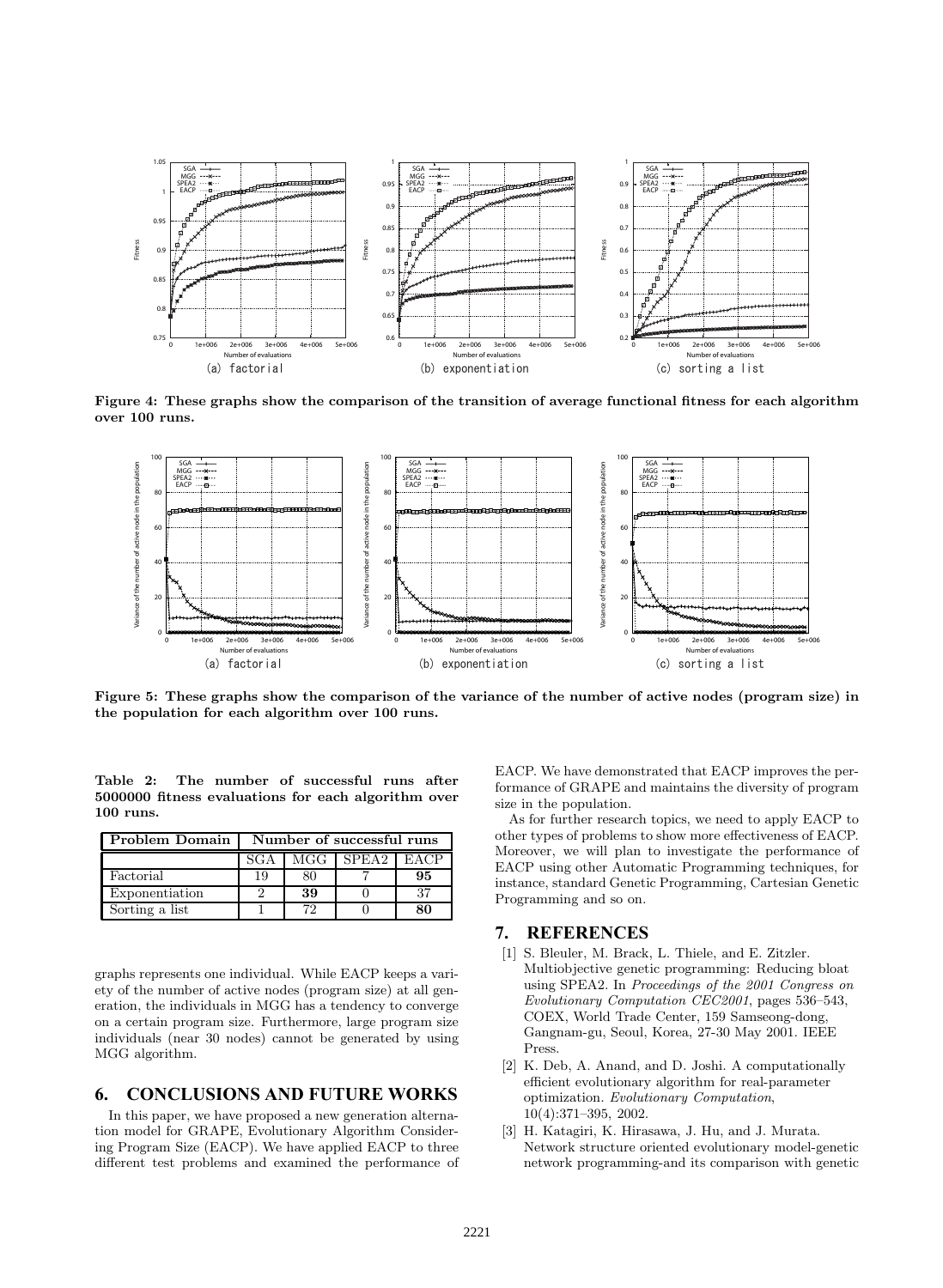Figure 4: These graphs show the comparison of the transition of average functional fitness for each algorithm over 100 runs.

Figure 5: These graphs show the comparison of the variance of the number of active nodes (program size) in the population for each algorithm over 100 runs.

Table 2: The number of successful runs after 5000000 fitness evaluations for each algorithm over 100 runs.

| Problem Domain | Number of successful runs | | | |
|---|---|---|---|---|
| | SGA | MGG | SPEA2 | EACP |
| Factorial | 19 | 80 | 7 | **95** |
| Exponentiation | 2 | **39** | 0 | 37 |
| Sorting a list | 1 | 72 | 0 | **80** |

graphs represents one individual. While EACP keeps a variety of the number of active nodes (program size) at all generation, the individuals in MGG has a tendency to converge on a certain program size. Furthermore, large program size individuals (near 30 nodes) cannot be generated by using MGG algorithm.

## 6. CONCLUSIONS AND FUTURE WORKS

In this paper, we have proposed a new generation alternation model for GRAPE, Evolutionary Algorithm Considering Program Size (EACP). We have applied EACP to three different test problems and examined the performance of EACP. We have demonstrated that EACP improves the performance of GRAPE and maintains the diversity of program size in the population.

As for further research topics, we need to apply EACP to other types of problems to show more effectiveness of EACP. Moreover, we will plan to investigate the performance of EACP using other Automatic Programming techniques, for instance, standard Genetic Programming, Cartesian Genetic Programming and so on.

## 7. REFERENCES

[1] S. Bleuler, M. Brack, L. Thiele, and E. Zitzler. Multiobjective genetic programming: Reducing bloat using SPEA2. In *Proceedings of the 2001 Congress on Evolutionary Computation CEC2001*, pages 536–543, COEX, World Trade Center, 159 Samseong-dong, Gangnam-gu, Seoul, Korea, 27-30 May 2001. IEEE Press.

[2] K. Deb, A. Anand, and D. Joshi. A computationally efficient evolutionary algorithm for real-parameter optimization. *Evolutionary Computation*, 10(4):371–395, 2002.

[3] H. Katagiri, K. Hirasawa, J. Hu, and J. Murata. Network structure oriented evolutionary model-genetic network programming-and its comparison with genetic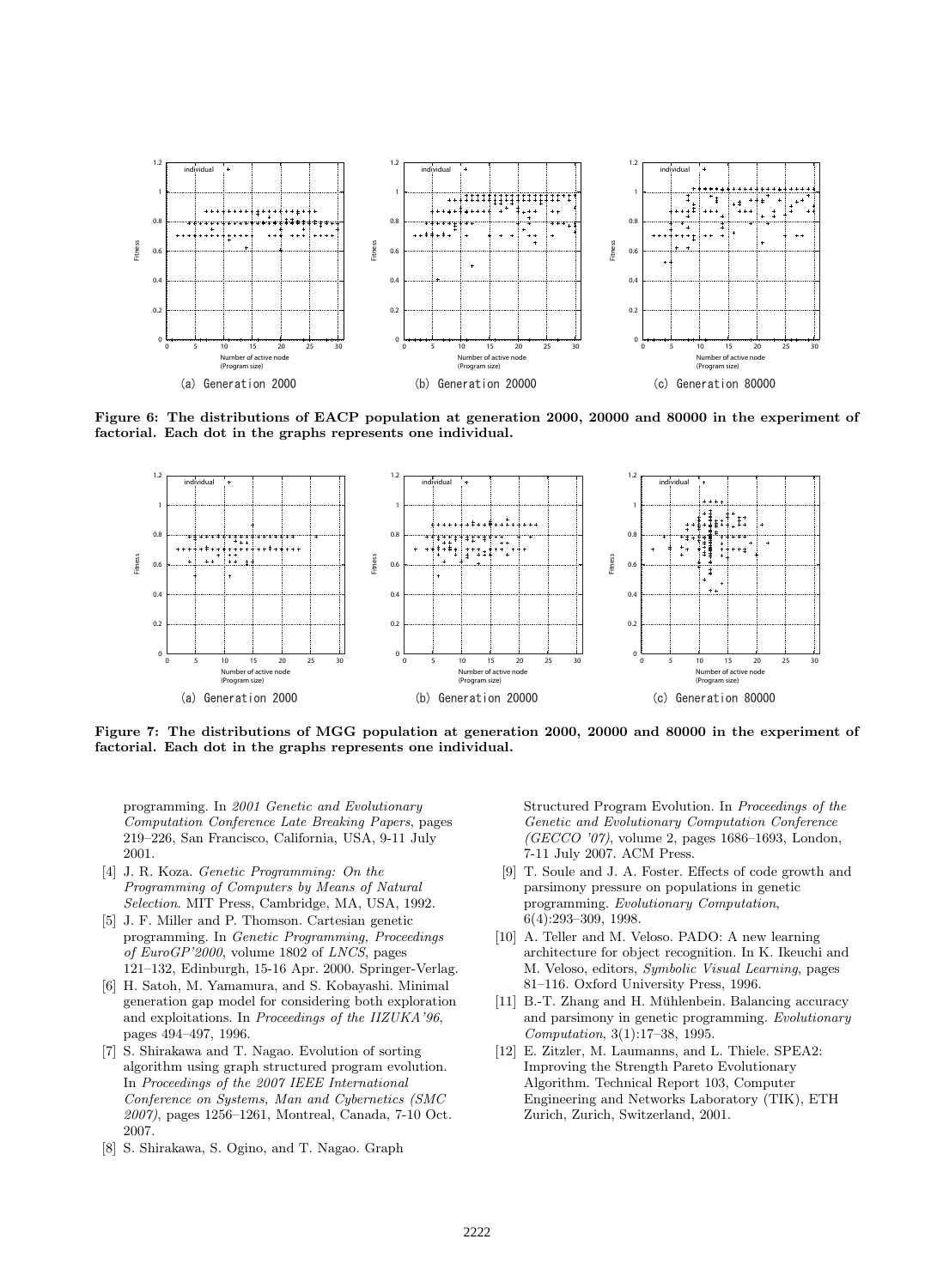1.2

individual

1

0.8

0.6

0.4

0.2

0

0 5 10 15 20 25 30

Number of active node
(Program size)

Fitness

(a) Generation 2000

(b) Generation 20000

(c) Generation 80000

**Figure 6: The distributions of EACP population at generation 2000, 20000 and 80000 in the experiment of factorial. Each dot in the graphs represents one individual.**

1.2

individual

1

0.8

0.6

0.4

0.2

0

0 5 10 15 20 25 30

Number of active node
(Program size)

Fitness

(a) Generation 2000

(b) Generation 20000

(c) Generation 80000

**Figure 7: The distributions of MGG population at generation 2000, 20000 and 80000 in the experiment of factorial. Each dot in the graphs represents one individual.**

programming. In *2001 Genetic and Evolutionary Computation Conference Late Breaking Papers*, pages 219–226, San Francisco, California, USA, 9-11 July 2001.

[4] J. R. Koza. *Genetic Programming: On the Programming of Computers by Means of Natural Selection*. MIT Press, Cambridge, MA, USA, 1992.

[5] J. F. Miller and P. Thomson. Cartesian genetic programming. In *Genetic Programming, Proceedings of EuroGP'2000*, volume 1802 of *LNCS*, pages 121–132, Edinburgh, 15-16 Apr. 2000. Springer-Verlag.

[6] H. Satoh, M. Yamamura, and S. Kobayashi. Minimal generation gap model for considering both exploration and exploitations. In *Proceedings of the IIZUKA'96*, pages 494–497, 1996.

[7] S. Shirakawa and T. Nagao. Evolution of sorting algorithm using graph structured program evolution. In *Proceedings of the 2007 IEEE International Conference on Systems, Man and Cybernetics (SMC 2007)*, pages 1256–1261, Montreal, Canada, 7-10 Oct. 2007.

[8] S. Shirakawa, S. Ogino, and T. Nagao. Graph Structured Program Evolution. In *Proceedings of the Genetic and Evolutionary Computation Conference (GECCO '07)*, volume 2, pages 1686–1693, London, 7-11 July 2007. ACM Press.

[9] T. Soule and J. A. Foster. Effects of code growth and parsimony pressure on populations in genetic programming. *Evolutionary Computation*, 6(4):293–309, 1998.

[10] A. Teller and M. Veloso. PADO: A new learning architecture for object recognition. In K. Ikeuchi and M. Veloso, editors, *Symbolic Visual Learning*, pages 81–116. Oxford University Press, 1996.

[11] B.-T. Zhang and H. Mühlenbein. Balancing accuracy and parsimony in genetic programming. *Evolutionary Computation*, 3(1):17–38, 1995.

[12] E. Zitzler, M. Laumanns, and L. Thiele. SPEA2: Improving the Strength Pareto Evolutionary Algorithm. Technical Report 103, Computer Engineering and Networks Laboratory (TIK), ETH Zurich, Zurich, Switzerland, 2001.